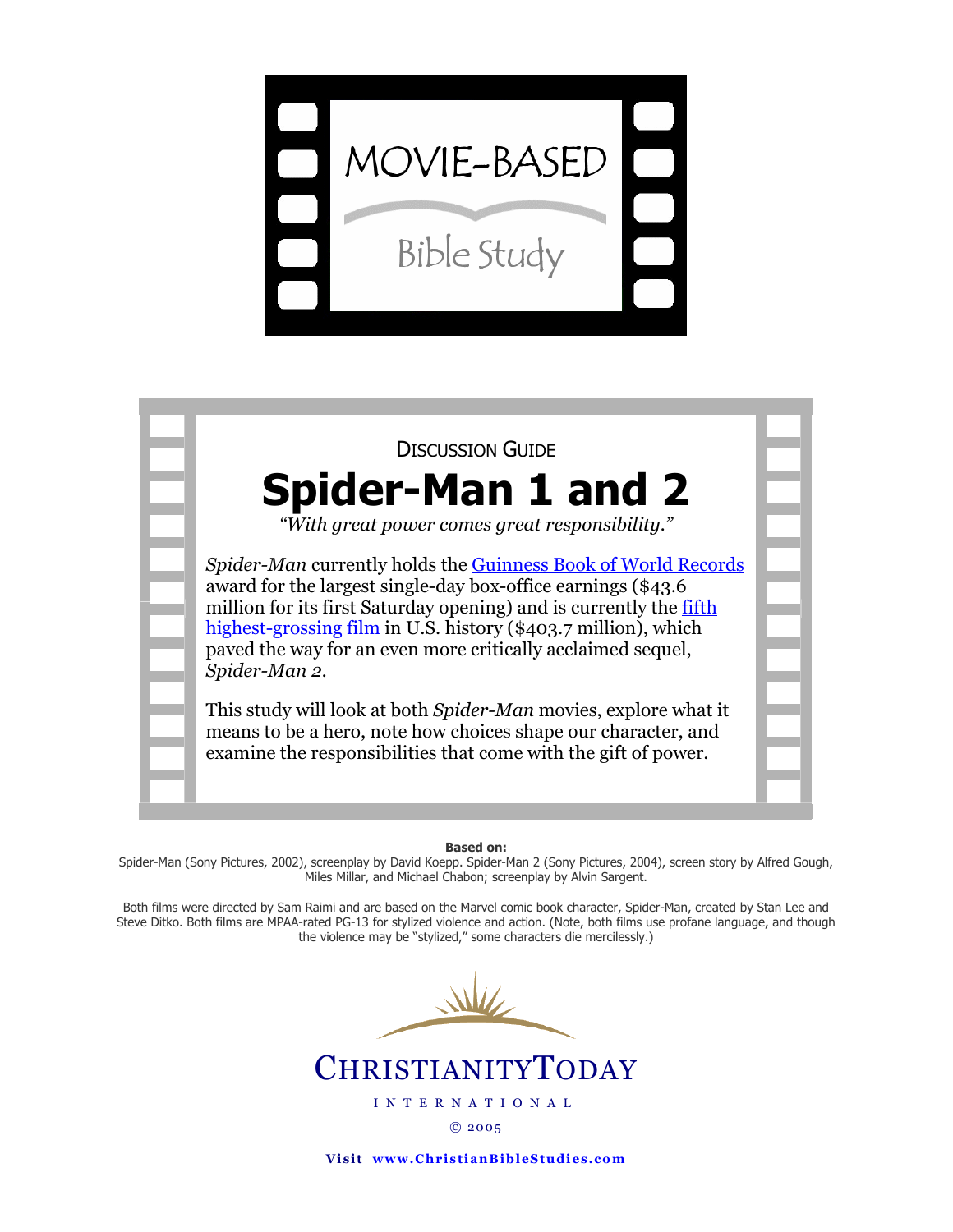# MOVIE-BASED

Bible Study

DISCUSSION GUIDE

# Spider-Man 1 and 2

*"With great power comes great responsibility."*

*Spider-Man* currently holds the Guinness Book of World Records award for the largest single-day box-office earnings ($43.6 million for its first Saturday opening) and is currently the fifth highest-grossing film in U.S. history ($403.7 million), which paved the way for an even more critically acclaimed sequel, *Spider-Man 2*.

This study will look at both *Spider-Man* movies, explore what it means to be a hero, note how choices shape our character, and examine the responsibilities that come with the gift of power.

**Based on:**

Spider-Man (Sony Pictures, 2002), screenplay by David Koepp. Spider-Man 2 (Sony Pictures, 2004), screen story by Alfred Gough, Miles Millar, and Michael Chabon; screenplay by Alvin Sargent.

Both films were directed by Sam Raimi and are based on the Marvel comic book character, Spider-Man, created by Stan Lee and Steve Ditko. Both films are MPAA-rated PG-13 for stylized violence and action. (Note, both films use profane language, and though the violence may be "stylized," some characters die mercilessly.)

CHRISTIANITYTODAY

INTERNATIONAL

© 2005

**Visit www.ChristianBibleStudies.com**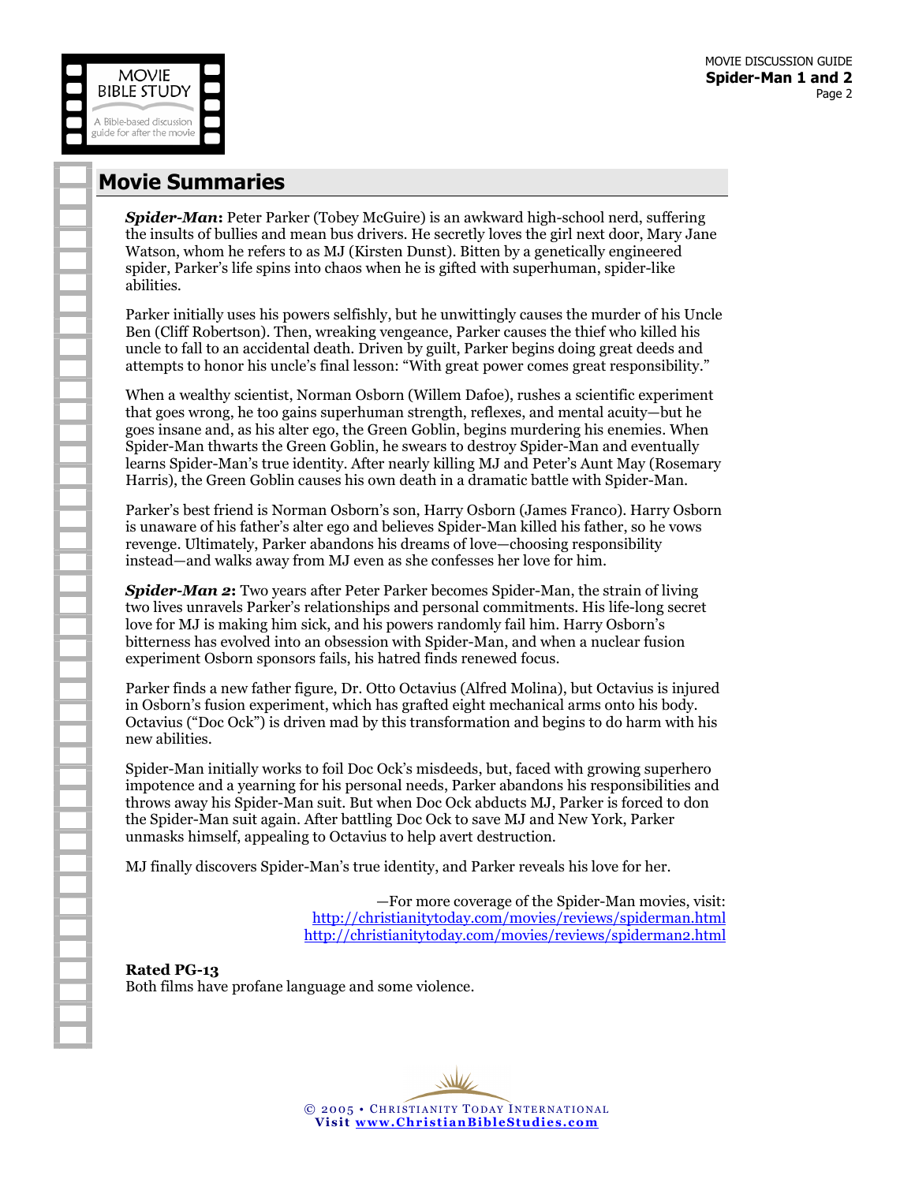## Movie Summaries

***Spider-Man*****:** Peter Parker (Tobey McGuire) is an awkward high-school nerd, suffering the insults of bullies and mean bus drivers. He secretly loves the girl next door, Mary Jane Watson, whom he refers to as MJ (Kirsten Dunst). Bitten by a genetically engineered spider, Parker's life spins into chaos when he is gifted with superhuman, spider-like abilities.

Parker initially uses his powers selfishly, but he unwittingly causes the murder of his Uncle Ben (Cliff Robertson). Then, wreaking vengeance, Parker causes the thief who killed his uncle to fall to an accidental death. Driven by guilt, Parker begins doing great deeds and attempts to honor his uncle's final lesson: "With great power comes great responsibility."

When a wealthy scientist, Norman Osborn (Willem Dafoe), rushes a scientific experiment that goes wrong, he too gains superhuman strength, reflexes, and mental acuity—but he goes insane and, as his alter ego, the Green Goblin, begins murdering his enemies. When Spider-Man thwarts the Green Goblin, he swears to destroy Spider-Man and eventually learns Spider-Man's true identity. After nearly killing MJ and Peter's Aunt May (Rosemary Harris), the Green Goblin causes his own death in a dramatic battle with Spider-Man.

Parker's best friend is Norman Osborn's son, Harry Osborn (James Franco). Harry Osborn is unaware of his father's alter ego and believes Spider-Man killed his father, so he vows revenge. Ultimately, Parker abandons his dreams of love—choosing responsibility instead—and walks away from MJ even as she confesses her love for him.

***Spider-Man 2*****:** Two years after Peter Parker becomes Spider-Man, the strain of living two lives unravels Parker's relationships and personal commitments. His life-long secret love for MJ is making him sick, and his powers randomly fail him. Harry Osborn's bitterness has evolved into an obsession with Spider-Man, and when a nuclear fusion experiment Osborn sponsors fails, his hatred finds renewed focus.

Parker finds a new father figure, Dr. Otto Octavius (Alfred Molina), but Octavius is injured in Osborn's fusion experiment, which has grafted eight mechanical arms onto his body. Octavius ("Doc Ock") is driven mad by this transformation and begins to do harm with his new abilities.

Spider-Man initially works to foil Doc Ock's misdeeds, but, faced with growing superhero impotence and a yearning for his personal needs, Parker abandons his responsibilities and throws away his Spider-Man suit. But when Doc Ock abducts MJ, Parker is forced to don the Spider-Man suit again. After battling Doc Ock to save MJ and New York, Parker unmasks himself, appealing to Octavius to help avert destruction.

MJ finally discovers Spider-Man's true identity, and Parker reveals his love for her.

—For more coverage of the Spider-Man movies, visit:
http://christianitytoday.com/movies/reviews/spiderman.html
http://christianitytoday.com/movies/reviews/spiderman2.html

**Rated PG-13**
Both films have profane language and some violence.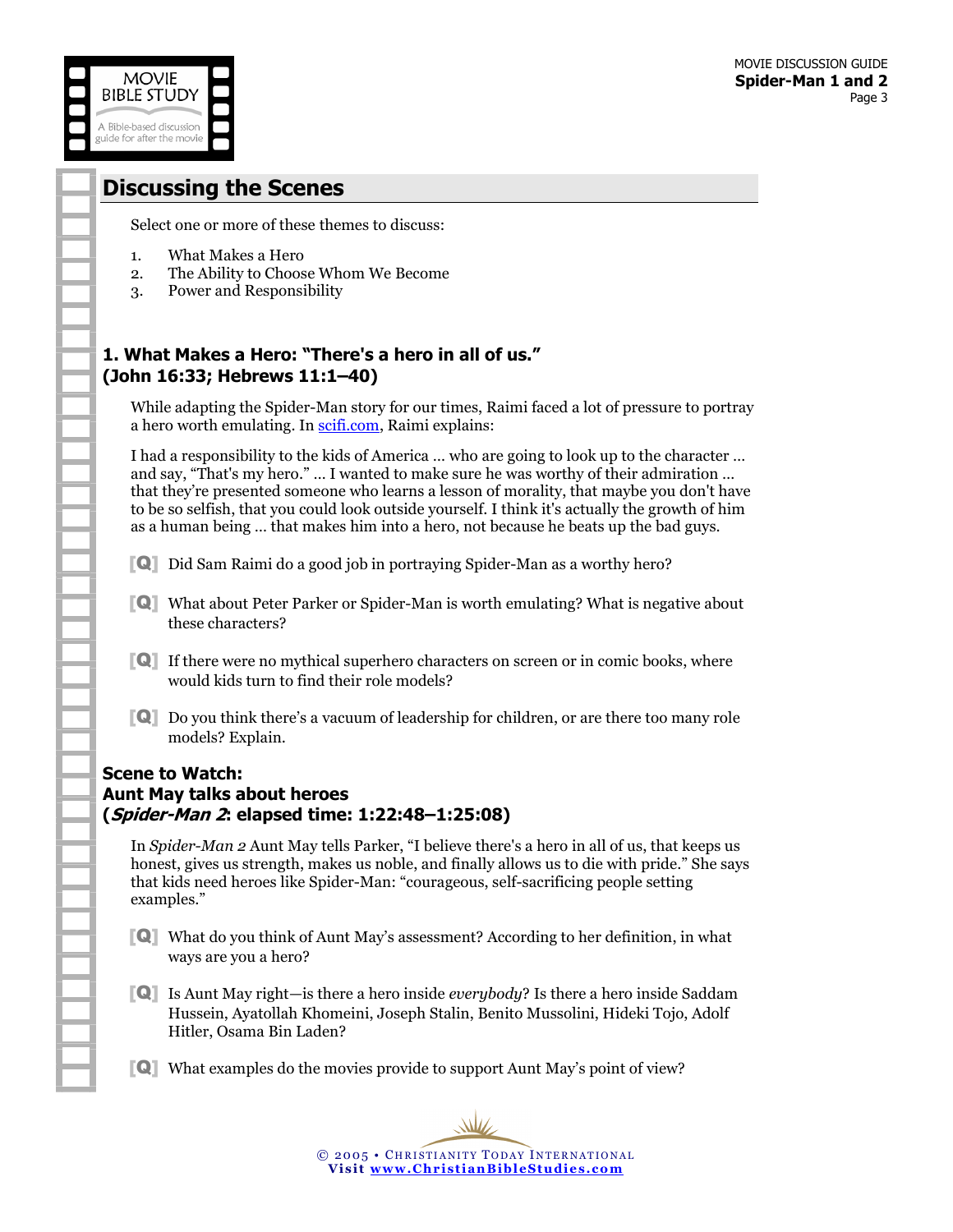## Discussing the Scenes

Select one or more of these themes to discuss:

1. What Makes a Hero
2. The Ability to Choose Whom We Become
3. Power and Responsibility

### 1. What Makes a Hero: "There's a hero in all of us." (John 16:33; Hebrews 11:1–40)

While adapting the Spider-Man story for our times, Raimi faced a lot of pressure to portray a hero worth emulating. In scifi.com, Raimi explains:

I had a responsibility to the kids of America … who are going to look up to the character … and say, "That's my hero." … I wanted to make sure he was worthy of their admiration … that they're presented someone who learns a lesson of morality, that maybe you don't have to be so selfish, that you could look outside yourself. I think it's actually the growth of him as a human being … that makes him into a hero, not because he beats up the bad guys.

[Q] Did Sam Raimi do a good job in portraying Spider-Man as a worthy hero?

[Q] What about Peter Parker or Spider-Man is worth emulating? What is negative about these characters?

[Q] If there were no mythical superhero characters on screen or in comic books, where would kids turn to find their role models?

[Q] Do you think there's a vacuum of leadership for children, or are there too many role models? Explain.

**Scene to Watch:**
**Aunt May talks about heroes**
**(*Spider-Man 2*: elapsed time: 1:22:48–1:25:08)**

In *Spider-Man 2* Aunt May tells Parker, "I believe there's a hero in all of us, that keeps us honest, gives us strength, makes us noble, and finally allows us to die with pride." She says that kids need heroes like Spider-Man: "courageous, self-sacrificing people setting examples."

[Q] What do you think of Aunt May's assessment? According to her definition, in what ways are you a hero?

[Q] Is Aunt May right—is there a hero inside *everybody*? Is there a hero inside Saddam Hussein, Ayatollah Khomeini, Joseph Stalin, Benito Mussolini, Hideki Tojo, Adolf Hitler, Osama Bin Laden?

[Q] What examples do the movies provide to support Aunt May's point of view?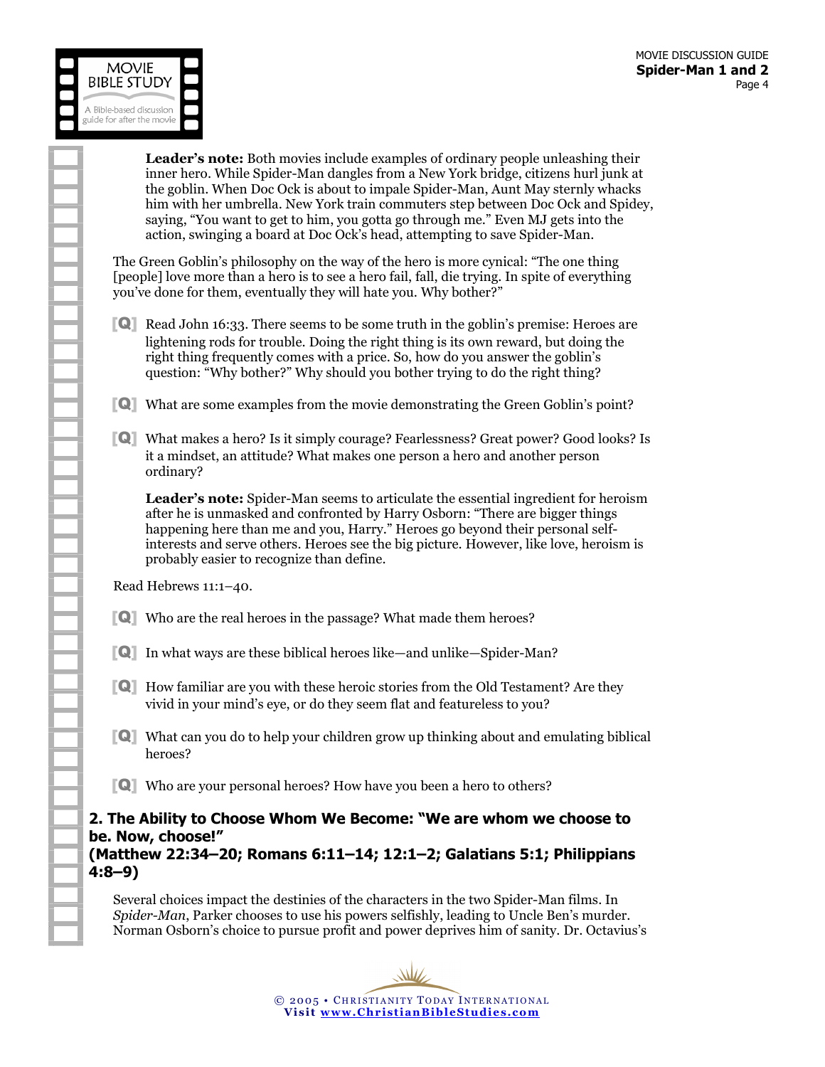**Leader's note:** Both movies include examples of ordinary people unleashing their inner hero. While Spider-Man dangles from a New York bridge, citizens hurl junk at the goblin. When Doc Ock is about to impale Spider-Man, Aunt May sternly whacks him with her umbrella. New York train commuters step between Doc Ock and Spidey, saying, "You want to get to him, you gotta go through me." Even MJ gets into the action, swinging a board at Doc Ock's head, attempting to save Spider-Man.

The Green Goblin's philosophy on the way of the hero is more cynical: "The one thing [people] love more than a hero is to see a hero fail, fall, die trying. In spite of everything you've done for them, eventually they will hate you. Why bother?"

**[Q]** Read John 16:33. There seems to be some truth in the goblin's premise: Heroes are lightening rods for trouble. Doing the right thing is its own reward, but doing the right thing frequently comes with a price. So, how do you answer the goblin's question: "Why bother?" Why should you bother trying to do the right thing?

**[Q]** What are some examples from the movie demonstrating the Green Goblin's point?

**[Q]** What makes a hero? Is it simply courage? Fearlessness? Great power? Good looks? Is it a mindset, an attitude? What makes one person a hero and another person ordinary?

**Leader's note:** Spider-Man seems to articulate the essential ingredient for heroism after he is unmasked and confronted by Harry Osborn: "There are bigger things happening here than me and you, Harry." Heroes go beyond their personal self-interests and serve others. Heroes see the big picture. However, like love, heroism is probably easier to recognize than define.

Read Hebrews 11:1–40.

**[Q]** Who are the real heroes in the passage? What made them heroes?

**[Q]** In what ways are these biblical heroes like—and unlike—Spider-Man?

**[Q]** How familiar are you with these heroic stories from the Old Testament? Are they vivid in your mind's eye, or do they seem flat and featureless to you?

**[Q]** What can you do to help your children grow up thinking about and emulating biblical heroes?

**[Q]** Who are your personal heroes? How have you been a hero to others?

## 2. The Ability to Choose Whom We Become: "We are whom we choose to be. Now, choose!"
## (Matthew 22:34–20; Romans 6:11–14; 12:1–2; Galatians 5:1; Philippians 4:8–9)

Several choices impact the destinies of the characters in the two Spider-Man films. In *Spider-Man*, Parker chooses to use his powers selfishly, leading to Uncle Ben's murder. Norman Osborn's choice to pursue profit and power deprives him of sanity. Dr. Octavius's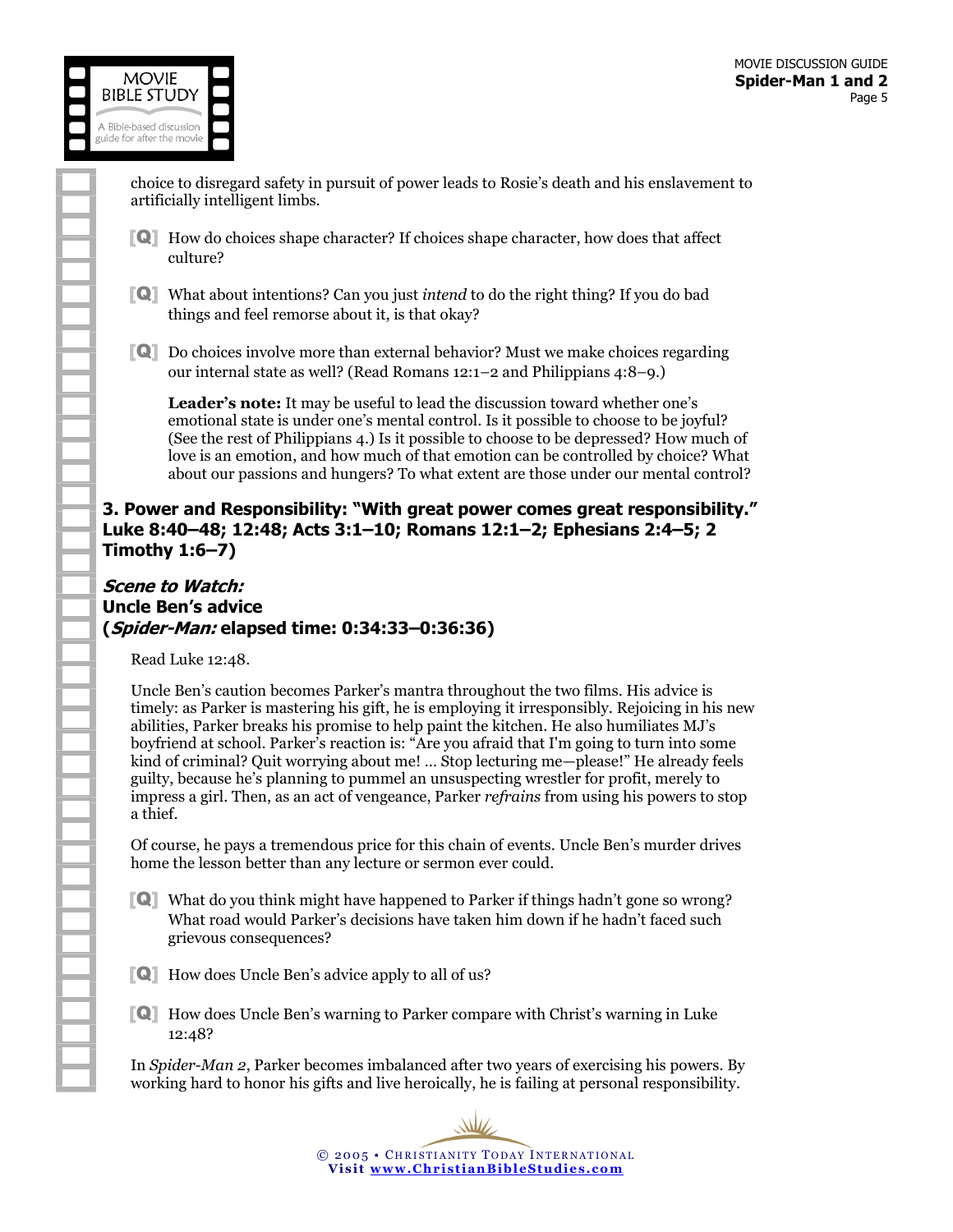choice to disregard safety in pursuit of power leads to Rosie's death and his enslavement to artificially intelligent limbs.

[Q] How do choices shape character? If choices shape character, how does that affect culture?

[Q] What about intentions? Can you just *intend* to do the right thing? If you do bad things and feel remorse about it, is that okay?

[Q] Do choices involve more than external behavior? Must we make choices regarding our internal state as well? (Read Romans 12:1–2 and Philippians 4:8–9.)

> **Leader's note:** It may be useful to lead the discussion toward whether one's emotional state is under one's mental control. Is it possible to choose to be joyful? (See the rest of Philippians 4.) Is it possible to choose to be depressed? How much of love is an emotion, and how much of that emotion can be controlled by choice? What about our passions and hungers? To what extent are those under our mental control?

### 3. Power and Responsibility: "With great power comes great responsibility." Luke 8:40–48; 12:48; Acts 3:1–10; Romans 12:1–2; Ephesians 2:4–5; 2 Timothy 1:6–7)

***Scene to Watch:***
**Uncle Ben's advice**
**(*Spider-Man:* elapsed time: 0:34:33–0:36:36)**

Read Luke 12:48.

Uncle Ben's caution becomes Parker's mantra throughout the two films. His advice is timely: as Parker is mastering his gift, he is employing it irresponsibly. Rejoicing in his new abilities, Parker breaks his promise to help paint the kitchen. He also humiliates MJ's boyfriend at school. Parker's reaction is: "Are you afraid that I'm going to turn into some kind of criminal? Quit worrying about me! … Stop lecturing me—please!" He already feels guilty, because he's planning to pummel an unsuspecting wrestler for profit, merely to impress a girl. Then, as an act of vengeance, Parker *refrains* from using his powers to stop a thief.

Of course, he pays a tremendous price for this chain of events. Uncle Ben's murder drives home the lesson better than any lecture or sermon ever could.

[Q] What do you think might have happened to Parker if things hadn't gone so wrong? What road would Parker's decisions have taken him down if he hadn't faced such grievous consequences?

[Q] How does Uncle Ben's advice apply to all of us?

[Q] How does Uncle Ben's warning to Parker compare with Christ's warning in Luke 12:48?

In *Spider-Man 2*, Parker becomes imbalanced after two years of exercising his powers. By working hard to honor his gifts and live heroically, he is failing at personal responsibility.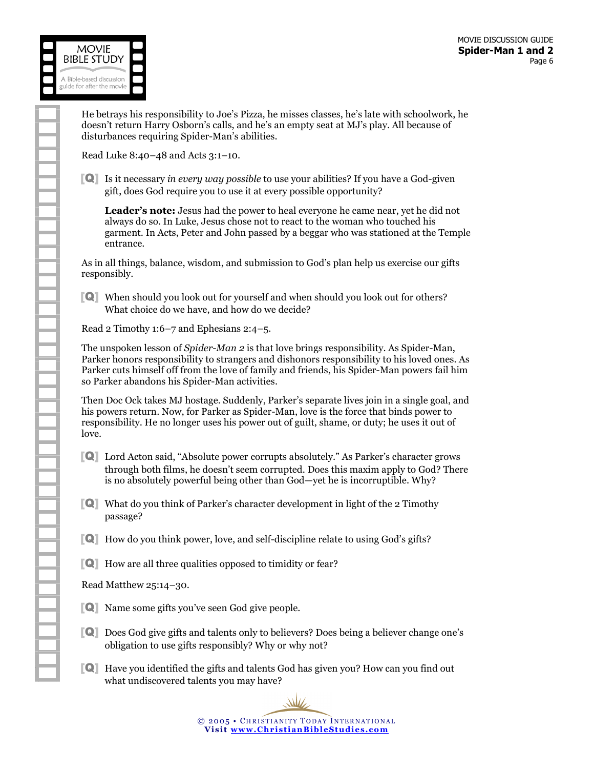He betrays his responsibility to Joe's Pizza, he misses classes, he's late with schoolwork, he doesn't return Harry Osborn's calls, and he's an empty seat at MJ's play. All because of disturbances requiring Spider-Man's abilities.

Read Luke 8:40–48 and Acts 3:1–10.

**[Q]** Is it necessary *in every way possible* to use your abilities? If you have a God-given gift, does God require you to use it at every possible opportunity?

> **Leader's note:** Jesus had the power to heal everyone he came near, yet he did not always do so. In Luke, Jesus chose not to react to the woman who touched his garment. In Acts, Peter and John passed by a beggar who was stationed at the Temple entrance.

As in all things, balance, wisdom, and submission to God's plan help us exercise our gifts responsibly.

**[Q]** When should you look out for yourself and when should you look out for others? What choice do we have, and how do we decide?

Read 2 Timothy 1:6–7 and Ephesians 2:4–5.

The unspoken lesson of *Spider-Man 2* is that love brings responsibility. As Spider-Man, Parker honors responsibility to strangers and dishonors responsibility to his loved ones. As Parker cuts himself off from the love of family and friends, his Spider-Man powers fail him so Parker abandons his Spider-Man activities.

Then Doc Ock takes MJ hostage. Suddenly, Parker's separate lives join in a single goal, and his powers return. Now, for Parker as Spider-Man, love is the force that binds power to responsibility. He no longer uses his power out of guilt, shame, or duty; he uses it out of love.

**[Q]** Lord Acton said, "Absolute power corrupts absolutely." As Parker's character grows through both films, he doesn't seem corrupted. Does this maxim apply to God? There is no absolutely powerful being other than God—yet he is incorruptible. Why?

**[Q]** What do you think of Parker's character development in light of the 2 Timothy passage?

**[Q]** How do you think power, love, and self-discipline relate to using God's gifts?

**[Q]** How are all three qualities opposed to timidity or fear?

Read Matthew 25:14–30.

**[Q]** Name some gifts you've seen God give people.

**[Q]** Does God give gifts and talents only to believers? Does being a believer change one's obligation to use gifts responsibly? Why or why not?

**[Q]** Have you identified the gifts and talents God has given you? How can you find out what undiscovered talents you may have?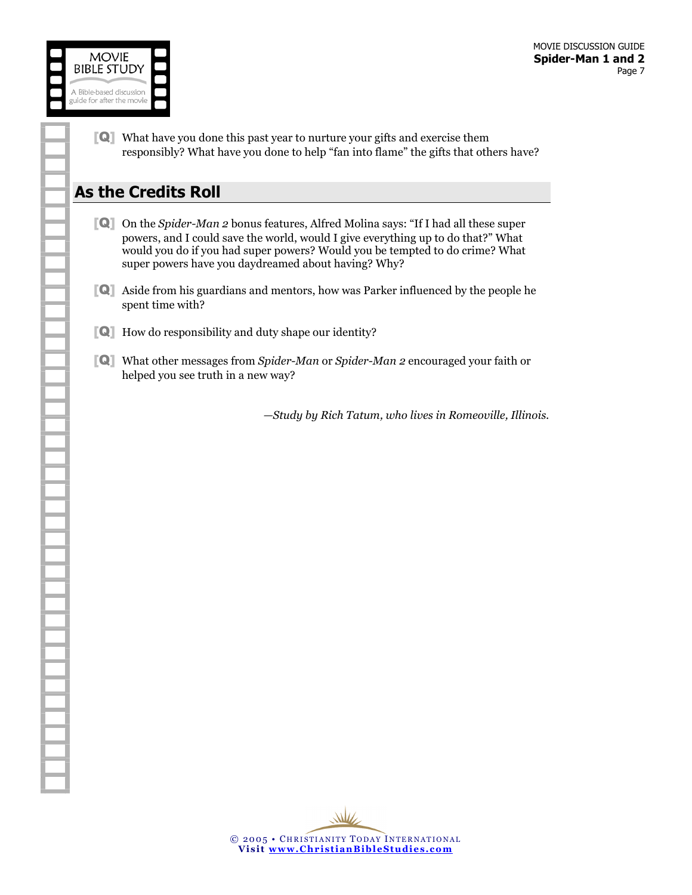[Q] What have you done this past year to nurture your gifts and exercise them responsibly? What have you done to help "fan into flame" the gifts that others have?

## As the Credits Roll

[Q] On the *Spider-Man 2* bonus features, Alfred Molina says: "If I had all these super powers, and I could save the world, would I give everything up to do that?" What would you do if you had super powers? Would you be tempted to do crime? What super powers have you daydreamed about having? Why?

[Q] Aside from his guardians and mentors, how was Parker influenced by the people he spent time with?

[Q] How do responsibility and duty shape our identity?

[Q] What other messages from *Spider-Man* or *Spider-Man 2* encouraged your faith or helped you see truth in a new way?

*—Study by Rich Tatum, who lives in Romeoville, Illinois.*

© 2005 • Christianity Today International
**Visit www.ChristianBibleStudies.com**